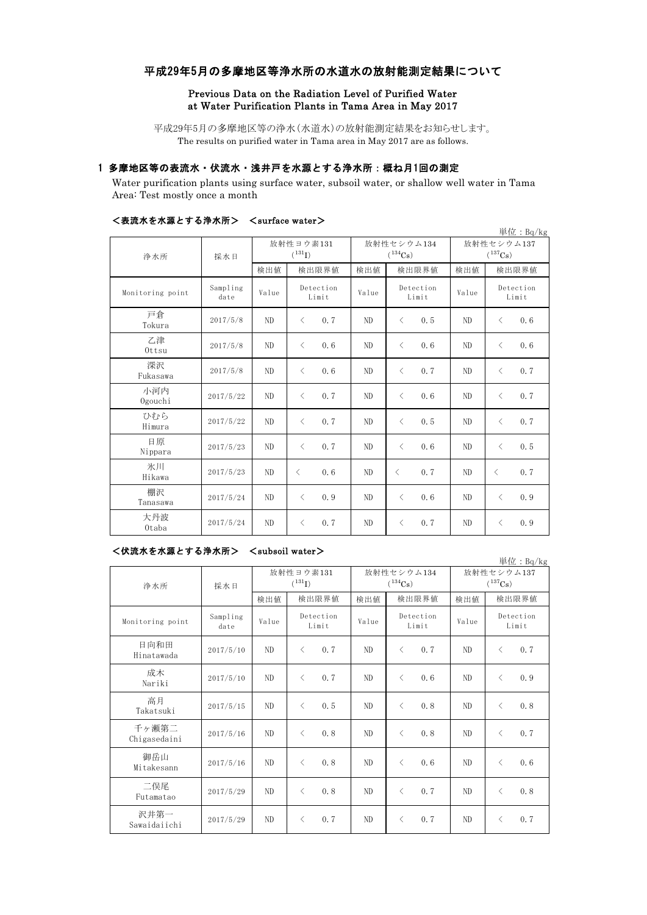# 平成29年5月の多摩地区等浄水所の水道水の放射能測定結果について

## Previous Data on the Radiation Level of Purified Water at Water Purification Plants in Tama Area in May 2017

平成29年5月の多摩地区等の浄水(水道水)の放射能測定結果をお知らせします。
The results on purified water in Tama area in May 2017 are as follows.

### 1 多摩地区等の表流水・伏流水・浅井戸を水源とする浄水所：概ね月1回の測定

Water purification plants using surface water, subsoil water, or shallow well water in Tama Area: Test mostly once a month

#### <表流水を水源とする浄水所> <surface water>

単位：Bq/kg

| 浄水所 | 採水日 | 放射性ヨウ素131 ($^{131}I$) | | 放射性セシウム134 ($^{134}Cs$) | | 放射性セシウム137 ($^{137}Cs$) | |
|---|---|---|---|---|---|---|---|
| | | 検出値 | 検出限界値 | 検出値 | 検出限界値 | 検出値 | 検出限界値 |
| Monitoring point | Sampling date | Value | Detection Limit | Value | Detection Limit | Value | Detection Limit |
| 戸倉 Tokura | 2017/5/8 | ND | < 0.7 | ND | < 0.5 | ND | < 0.6 |
| 乙津 Ottsu | 2017/5/8 | ND | < 0.6 | ND | < 0.6 | ND | < 0.6 |
| 深沢 Fukasawa | 2017/5/8 | ND | < 0.6 | ND | < 0.7 | ND | < 0.7 |
| 小河内 Ogouchi | 2017/5/22 | ND | < 0.7 | ND | < 0.6 | ND | < 0.7 |
| ひむら Himura | 2017/5/22 | ND | < 0.7 | ND | < 0.5 | ND | < 0.7 |
| 日原 Nippara | 2017/5/23 | ND | < 0.7 | ND | < 0.6 | ND | < 0.5 |
| 氷川 Hikawa | 2017/5/23 | ND | < 0.6 | ND | < 0.7 | ND | < 0.7 |
| 棚沢 Tanasawa | 2017/5/24 | ND | < 0.9 | ND | < 0.6 | ND | < 0.9 |
| 大丹波 Otaba | 2017/5/24 | ND | < 0.7 | ND | < 0.7 | ND | < 0.9 |

#### <伏流水を水源とする浄水所> <subsoil water>

単位：Bq/kg

| 浄水所 | 採水日 | 放射性ヨウ素131 ($^{131}I$) | | 放射性セシウム134 ($^{134}Cs$) | | 放射性セシウム137 ($^{137}Cs$) | |
|---|---|---|---|---|---|---|---|
| | | 検出値 | 検出限界値 | 検出値 | 検出限界値 | 検出値 | 検出限界値 |
| Monitoring point | Sampling date | Value | Detection Limit | Value | Detection Limit | Value | Detection Limit |
| 日向和田 Hinatawada | 2017/5/10 | ND | < 0.7 | ND | < 0.7 | ND | < 0.7 |
| 成木 Nariki | 2017/5/10 | ND | < 0.7 | ND | < 0.6 | ND | < 0.9 |
| 高月 Takatsuki | 2017/5/15 | ND | < 0.5 | ND | < 0.8 | ND | < 0.8 |
| 千ヶ瀬第二 Chigasedaini | 2017/5/16 | ND | < 0.8 | ND | < 0.8 | ND | < 0.7 |
| 御岳山 Mitakesann | 2017/5/16 | ND | < 0.8 | ND | < 0.6 | ND | < 0.6 |
| 二俣尾 Futamatao | 2017/5/29 | ND | < 0.8 | ND | < 0.7 | ND | < 0.8 |
| 沢井第一 Sawaidaiichi | 2017/5/29 | ND | < 0.7 | ND | < 0.7 | ND | < 0.7 |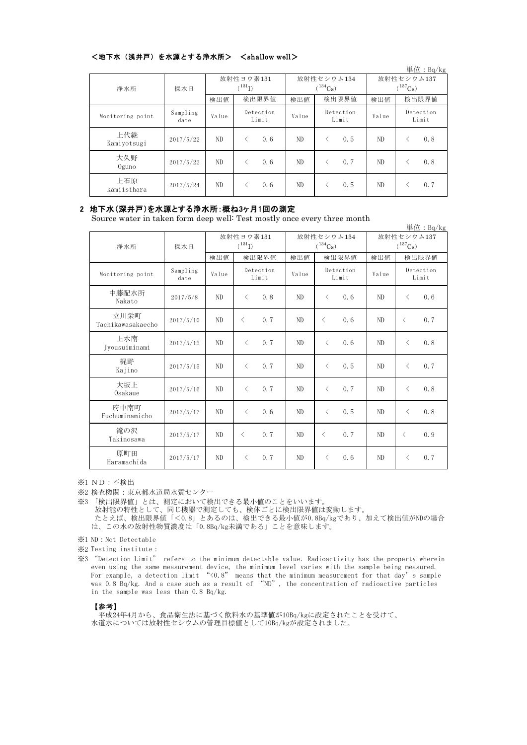## ＜地下水（浅井戸）を水源とする浄水所＞　＜shallow well＞

単位：Bq/kg

| 浄水所 | 採水日 | 放射性ヨウ素131 ($^{131}I$) | | 放射性セシウム134 ($^{134}Cs$) | | 放射性セシウム137 ($^{137}Cs$) | |
|---|---|---|---|---|---|---|---|
| | | 検出値 | 検出限界値 | 検出値 | 検出限界値 | 検出値 | 検出限界値 |
| Monitoring point | Sampling date | Value | Detection Limit | Value | Detection Limit | Value | Detection Limit |
| 上代継 Kamiyotsugi | 2017/5/22 | ND | ＜ 0.6 | ND | ＜ 0.5 | ND | ＜ 0.8 |
| 大久野 Oguno | 2017/5/22 | ND | ＜ 0.6 | ND | ＜ 0.7 | ND | ＜ 0.8 |
| 上石原 kamiisihara | 2017/5/24 | ND | ＜ 0.6 | ND | ＜ 0.5 | ND | ＜ 0.7 |

## 2 地下水(深井戸)を水源とする浄水所:概ね3ヶ月1回の測定

Source water in taken form deep well: Test mostly once every three month

単位：Bq/kg

| 浄水所 | 採水日 | 放射性ヨウ素131 ($^{131}I$) | | 放射性セシウム134 ($^{134}Cs$) | | 放射性セシウム137 ($^{137}Cs$) | |
|---|---|---|---|---|---|---|---|
| | | 検出値 | 検出限界値 | 検出値 | 検出限界値 | 検出値 | 検出限界値 |
| Monitoring point | Sampling date | Value | Detection Limit | Value | Detection Limit | Value | Detection Limit |
| 中藤配水所 Nakato | 2017/5/8 | ND | ＜ 0.8 | ND | ＜ 0.6 | ND | ＜ 0.6 |
| 立川栄町 Tachikawasakaecho | 2017/5/10 | ND | ＜ 0.7 | ND | ＜ 0.6 | ND | ＜ 0.7 |
| 上水南 Jyousuiminami | 2017/5/15 | ND | ＜ 0.7 | ND | ＜ 0.6 | ND | ＜ 0.8 |
| 梶野 Kajino | 2017/5/15 | ND | ＜ 0.7 | ND | ＜ 0.5 | ND | ＜ 0.7 |
| 大坂上 Osakaue | 2017/5/16 | ND | ＜ 0.7 | ND | ＜ 0.7 | ND | ＜ 0.8 |
| 府中南町 Fuchuminamicho | 2017/5/17 | ND | ＜ 0.6 | ND | ＜ 0.5 | ND | ＜ 0.8 |
| 滝の沢 Takinosawa | 2017/5/17 | ND | ＜ 0.7 | ND | ＜ 0.7 | ND | ＜ 0.9 |
| 原町田 Haramachida | 2017/5/17 | ND | ＜ 0.7 | ND | ＜ 0.6 | ND | ＜ 0.7 |

※1 ＮＤ：不検出

※2 検査機関：東京都水道局水質センター

※3 「検出限界値」とは、測定において検出できる最小値のことをいいます。
放射能の特性として、同じ機器で測定しても、検体ごとに検出限界値は変動します。
たとえば、検出限界値「＜0.8」とあるのは、検出できる最小値が0.8Bq/kgであり、加えて検出値がNDの場合は、この水の放射性物質濃度は「0.8Bq/kg未満である」ことを意味します。

※1 ND：Not Detectable

※2 Testing institute：

※3 "Detection Limit" refers to the minimum detectable value. Radioactivity has the property wherein even using the same measurement device, the minimum level varies with the sample being measured. For example, a detection limit "<0.8" means that the minimum measurement for that day's sample was 0.8 Bq/kg. And a case such as a result of "ND", the concentration of radioactive particles in the sample was less than 0.8 Bq/kg.

【参考】

平成24年4月から、食品衛生法に基づく飲料水の基準値が10Bq/kgに設定されたことを受けて、水道水については放射性セシウムの管理目標値として10Bq/kgが設定されました。